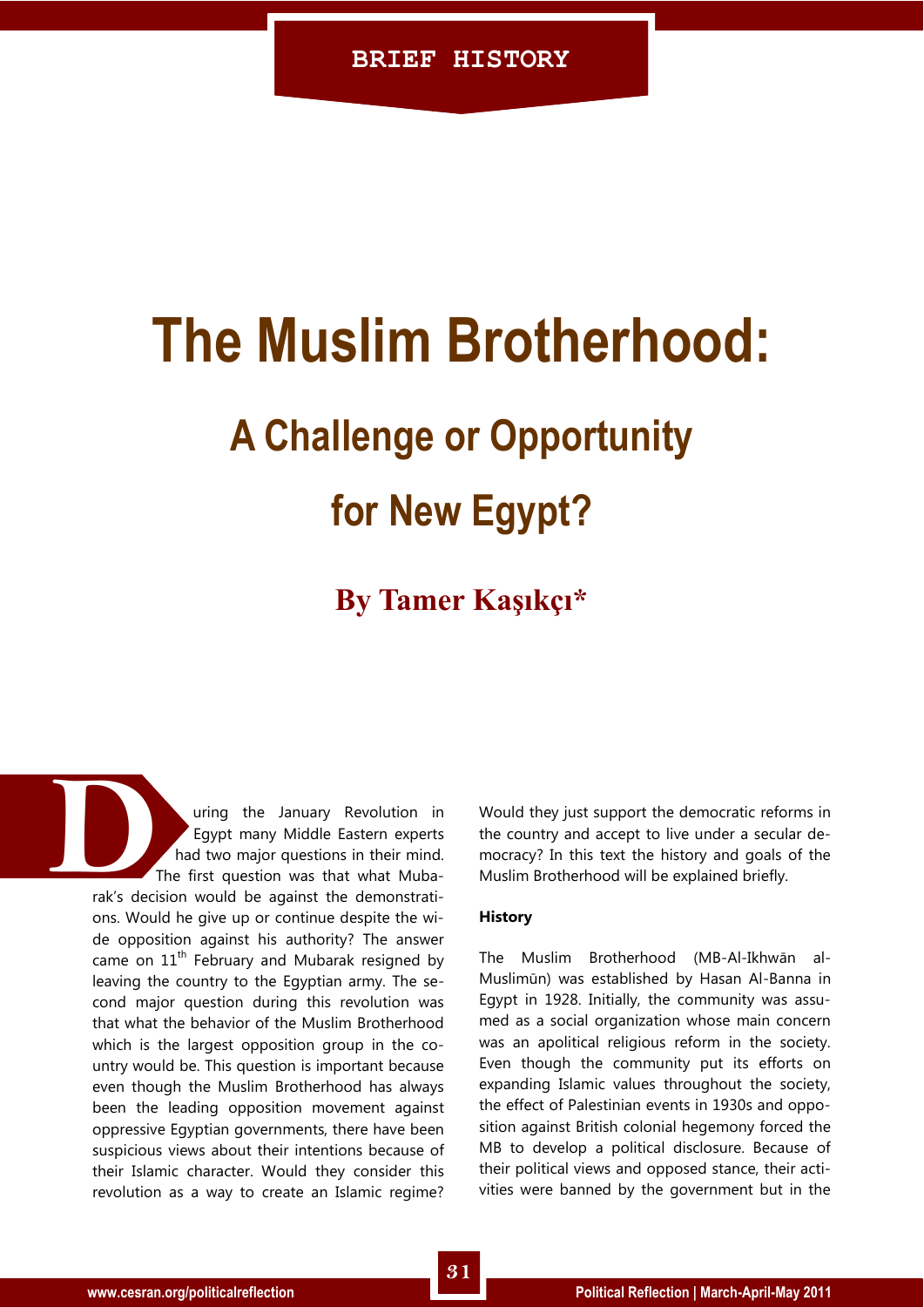BRIEF HISTORY

# The Muslim Brotherhood:

## A Challenge or Opportunity for New Egypt?

**By Tamer Kaşıkçı***

During the January Revolution in Egypt many Middle Eastern experts had two major questions in their mind. The first question was that what Mubarak's decision would be against the demonstrations. Would he give up or continue despite the wide opposition against his authority? The answer came on 11th February and Mubarak resigned by leaving the country to the Egyptian army. The second major question during this revolution was that what the behavior of the Muslim Brotherhood which is the largest opposition group in the country would be. This question is important because even though the Muslim Brotherhood has always been the leading opposition movement against oppressive Egyptian governments, there have been suspicious views about their intentions because of their Islamic character. Would they consider this revolution as a way to create an Islamic regime? Would they just support the democratic reforms in the country and accept to live under a secular democracy? In this text the history and goals of the Muslim Brotherhood will be explained briefly.

**History**

The Muslim Brotherhood (MB-Al-Ikhwān al-Muslimūn) was established by Hasan Al-Banna in Egypt in 1928. Initially, the community was assumed as a social organization whose main concern was an apolitical religious reform in the society. Even though the community put its efforts on expanding Islamic values throughout the society, the effect of Palestinian events in 1930s and opposition against British colonial hegemony forced the MB to develop a political disclosure. Because of their political views and opposed stance, their activities were banned by the government but in the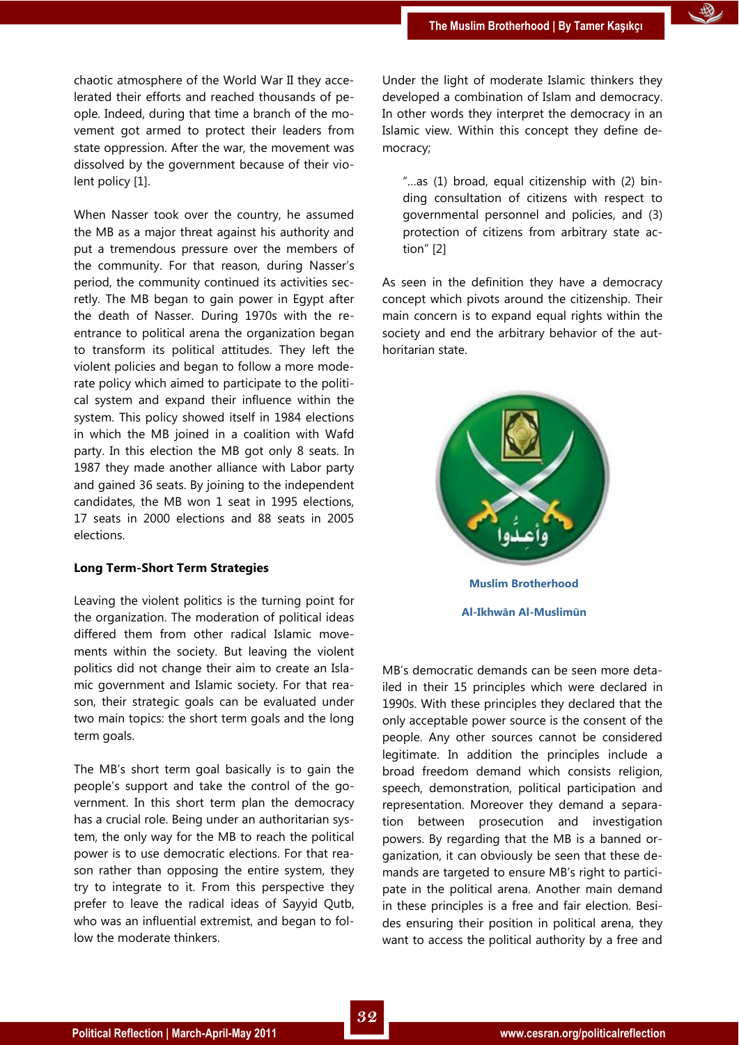chaotic atmosphere of the World War II they accelerated their efforts and reached thousands of people. Indeed, during that time a branch of the movement got armed to protect their leaders from state oppression. After the war, the movement was dissolved by the government because of their violent policy [1].

When Nasser took over the country, he assumed the MB as a major threat against his authority and put a tremendous pressure over the members of the community. For that reason, during Nasser's period, the community continued its activities secretly. The MB began to gain power in Egypt after the death of Nasser. During 1970s with the reentrance to political arena the organization began to transform its political attitudes. They left the violent policies and began to follow a more moderate policy which aimed to participate to the political system and expand their influence within the system. This policy showed itself in 1984 elections in which the MB joined in a coalition with Wafd party. In this election the MB got only 8 seats. In 1987 they made another alliance with Labor party and gained 36 seats. By joining to the independent candidates, the MB won 1 seat in 1995 elections, 17 seats in 2000 elections and 88 seats in 2005 elections.

**Long Term-Short Term Strategies**

Leaving the violent politics is the turning point for the organization. The moderation of political ideas differed them from other radical Islamic movements within the society. But leaving the violent politics did not change their aim to create an Islamic government and Islamic society. For that reason, their strategic goals can be evaluated under two main topics: the short term goals and the long term goals.

The MB's short term goal basically is to gain the people's support and take the control of the government. In this short term plan the democracy has a crucial role. Being under an authoritarian system, the only way for the MB to reach the political power is to use democratic elections. For that reason rather than opposing the entire system, they try to integrate to it. From this perspective they prefer to leave the radical ideas of Sayyid Qutb, who was an influential extremist, and began to follow the moderate thinkers.

Under the light of moderate Islamic thinkers they developed a combination of Islam and democracy. In other words they interpret the democracy in an Islamic view. Within this concept they define democracy;

> "...as (1) broad, equal citizenship with (2) binding consultation of citizens with respect to governmental personnel and policies, and (3) protection of citizens from arbitrary state action" [2]

As seen in the definition they have a democracy concept which pivots around the citizenship. Their main concern is to expand equal rights within the society and end the arbitrary behavior of the authoritarian state.

**Muslim Brotherhood**

**Al-Ikhwān Al-Muslimūn**

MB's democratic demands can be seen more detailed in their 15 principles which were declared in 1990s. With these principles they declared that the only acceptable power source is the consent of the people. Any other sources cannot be considered legitimate. In addition the principles include a broad freedom demand which consists religion, speech, demonstration, political participation and representation. Moreover they demand a separation between prosecution and investigation powers. By regarding that the MB is a banned organization, it can obviously be seen that these demands are targeted to ensure MB's right to participate in the political arena. Another main demand in these principles is a free and fair election. Besides ensuring their position in political arena, they want to access the political authority by a free and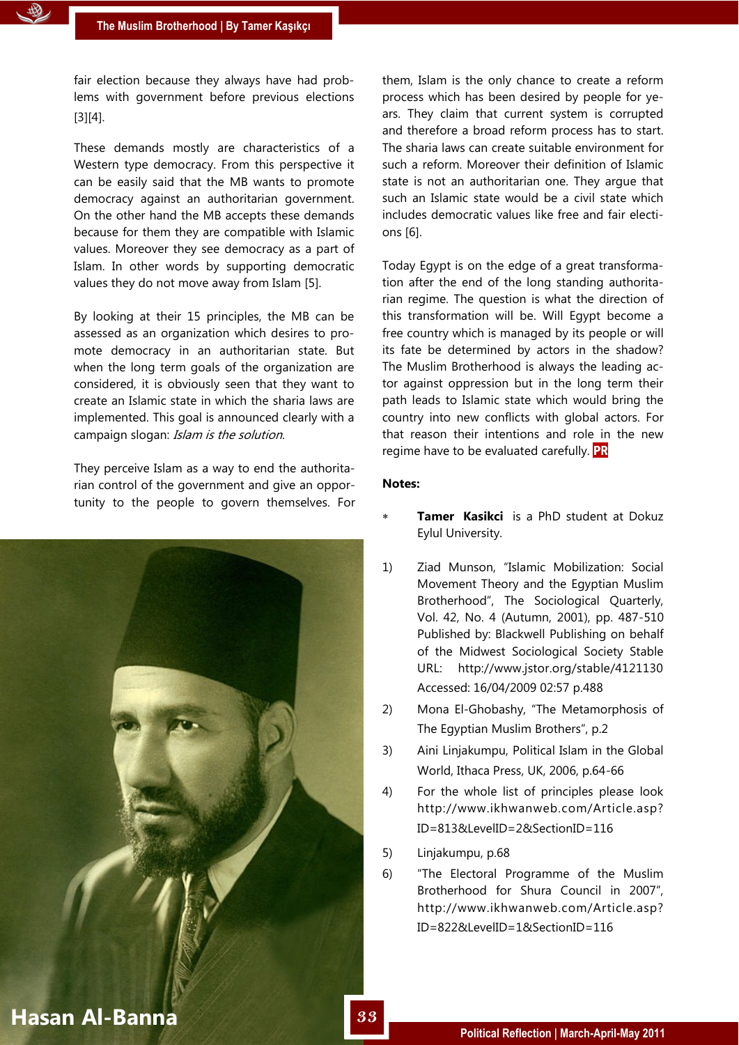fair election because they always have had problems with government before previous elections [3][4].

These demands mostly are characteristics of a Western type democracy. From this perspective it can be easily said that the MB wants to promote democracy against an authoritarian government. On the other hand the MB accepts these demands because for them they are compatible with Islamic values. Moreover they see democracy as a part of Islam. In other words by supporting democratic values they do not move away from Islam [5].

By looking at their 15 principles, the MB can be assessed as an organization which desires to promote democracy in an authoritarian state. But when the long term goals of the organization are considered, it is obviously seen that they want to create an Islamic state in which the sharia laws are implemented. This goal is announced clearly with a campaign slogan: *Islam is the solution*.

They perceive Islam as a way to end the authoritarian control of the government and give an opportunity to the people to govern themselves. For them, Islam is the only chance to create a reform process which has been desired by people for years. They claim that current system is corrupted and therefore a broad reform process has to start. The sharia laws can create suitable environment for such a reform. Moreover their definition of Islamic state is not an authoritarian one. They argue that such an Islamic state would be a civil state which includes democratic values like free and fair elections [6].

Today Egypt is on the edge of a great transformation after the end of the long standing authoritarian regime. The question is what the direction of this transformation will be. Will Egypt become a free country which is managed by its people or will its fate be determined by actors in the shadow? The Muslim Brotherhood is always the leading actor against oppression but in the long term their path leads to Islamic state which would bring the country into new conflicts with global actors. For that reason their intentions and role in the new regime have to be evaluated carefully. PR

Hasan Al-Banna

**Notes:**

\* **Tamer Kasikci** is a PhD student at Dokuz Eylul University.

1) Ziad Munson, "Islamic Mobilization: Social Movement Theory and the Egyptian Muslim Brotherhood", The Sociological Quarterly, Vol. 42, No. 4 (Autumn, 2001), pp. 487-510 Published by: Blackwell Publishing on behalf of the Midwest Sociological Society Stable URL: http://www.jstor.org/stable/4121130 Accessed: 16/04/2009 02:57 p.488

2) Mona El-Ghobashy, "The Metamorphosis of The Egyptian Muslim Brothers", p.2

3) Aini Linjakumpu, Political Islam in the Global World, Ithaca Press, UK, 2006, p.64-66

4) For the whole list of principles please look http://www.ikhwanweb.com/Article.asp?ID=813&LevelID=2&SectionID=116

5) Linjakumpu, p.68

6) "The Electoral Programme of the Muslim Brotherhood for Shura Council in 2007", http://www.ikhwanweb.com/Article.asp?ID=822&LevelID=1&SectionID=116